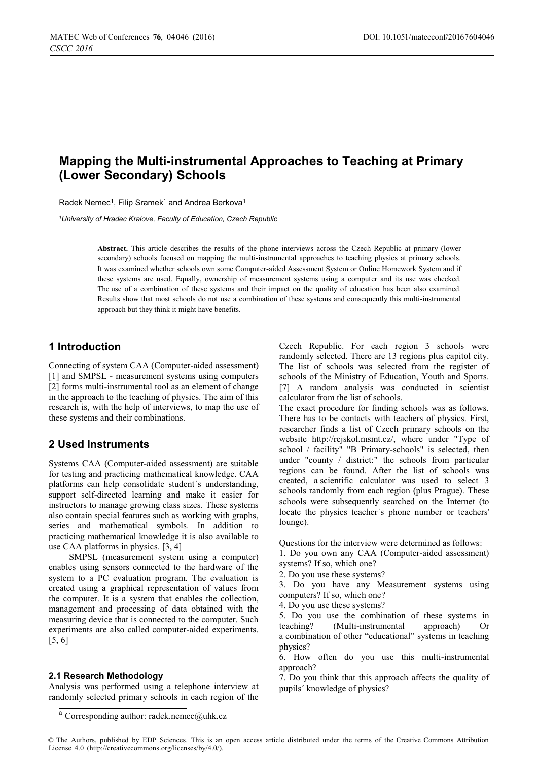# Mapping the Multi-instrumental Approaches to Teaching at Primary (Lower Secondary) Schools

Radek Nemec[1], Filip Sramek[1] and Andrea Berkova[1]

[1]*University of Hradec Kralove, Faculty of Education, Czech Republic*

**Abstract.** This article describes the results of the phone interviews across the Czech Republic at primary (lower secondary) schools focused on mapping the multi-instrumental approaches to teaching physics at primary schools. It was examined whether schools own some Computer-aided Assessment System or Online Homework System and if these systems are used. Equally, ownership of measurement systems using a computer and its use was checked. The use of a combination of these systems and their impact on the quality of education has been also examined. Results show that most schools do not use a combination of these systems and consequently this multi-instrumental approach but they think it might have benefits.

## 1 Introduction

Connecting of system CAA (Computer-aided assessment) [1] and SMPSL - measurement systems using computers [2] forms multi-instrumental tool as an element of change in the approach to the teaching of physics. The aim of this research is, with the help of interviews, to map the use of these systems and their combinations.

## 2 Used Instruments

Systems CAA (Computer-aided assessment) are suitable for testing and practicing mathematical knowledge. CAA platforms can help consolidate student´s understanding, support self-directed learning and make it easier for instructors to manage growing class sizes. These systems also contain special features such as working with graphs, series and mathematical symbols. In addition to practicing mathematical knowledge it is also available to use CAA platforms in physics. [3, 4]

SMPSL (measurement system using a computer) enables using sensors connected to the hardware of the system to a PC evaluation program. The evaluation is created using a graphical representation of values from the computer. It is a system that enables the collection, management and processing of data obtained with the measuring device that is connected to the computer. Such experiments are also called computer-aided experiments. [5, 6]

### 2.1 Research Methodology

Analysis was performed using a telephone interview at randomly selected primary schools in each region of the Czech Republic. For each region 3 schools were randomly selected. There are 13 regions plus capitol city. The list of schools was selected from the register of schools of the Ministry of Education, Youth and Sports. [7] A random analysis was conducted in scientist calculator from the list of schools.

The exact procedure for finding schools was as follows. There has to be contacts with teachers of physics. First, researcher finds a list of Czech primary schools on the website http://rejskol.msmt.cz/, where under "Type of school / facility" "B Primary-schools" is selected, then under "county / district:" the schools from particular regions can be found. After the list of schools was created, a scientific calculator was used to select 3 schools randomly from each region (plus Prague). These schools were subsequently searched on the Internet (to locate the physics teacher´s phone number or teachers' lounge).

Questions for the interview were determined as follows:

1. Do you own any CAA (Computer-aided assessment) systems? If so, which one?
2. Do you use these systems?
3. Do you have any Measurement systems using computers? If so, which one?
4. Do you use these systems?
5. Do you use the combination of these systems in teaching? (Multi-instrumental approach) Or a combination of other "educational" systems in teaching physics?
6. How often do you use this multi-instrumental approach?
7. Do you think that this approach affects the quality of pupils´ knowledge of physics?

[a] Corresponding author: radek.nemec@uhk.cz

© The Authors, published by EDP Sciences. This is an open access article distributed under the terms of the Creative Commons Attribution License 4.0 (http://creativecommons.org/licenses/by/4.0/).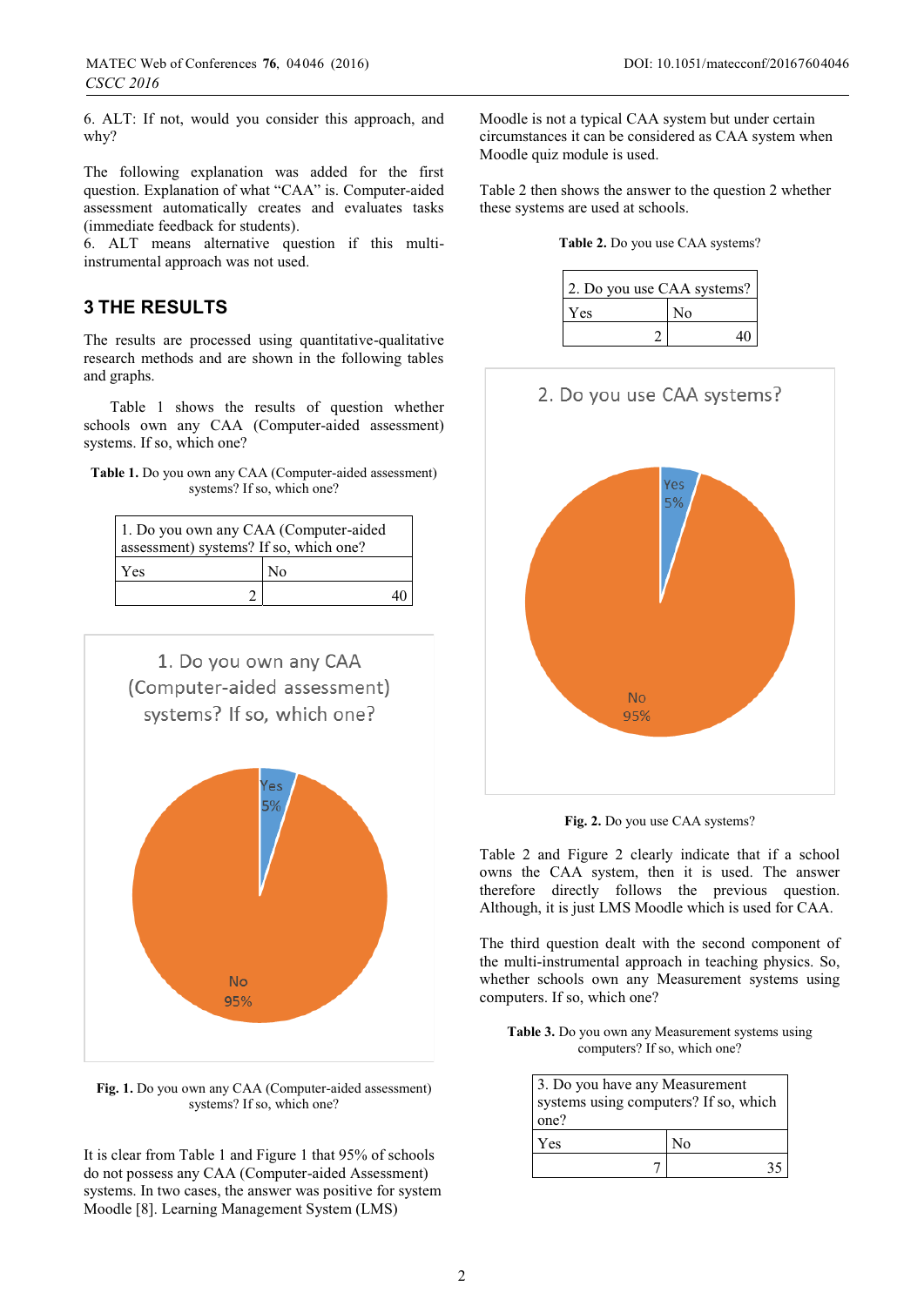6. ALT: If not, would you consider this approach, and why?

The following explanation was added for the first question. Explanation of what "CAA" is. Computer-aided assessment automatically creates and evaluates tasks (immediate feedback for students).
6. ALT means alternative question if this multi-instrumental approach was not used.

## 3 THE RESULTS

The results are processed using quantitative-qualitative research methods and are shown in the following tables and graphs.

Table 1 shows the results of question whether schools own any CAA (Computer-aided assessment) systems. If so, which one?

**Table 1.** Do you own any CAA (Computer-aided assessment) systems? If so, which one?

| 1. Do you own any CAA (Computer-aided assessment) systems? If so, which one? | |
|---|---|
| Yes | No |
| 2 | 40 |

**Fig. 1.** Do you own any CAA (Computer-aided assessment) systems? If so, which one?

It is clear from Table 1 and Figure 1 that 95% of schools do not possess any CAA (Computer-aided Assessment) systems. In two cases, the answer was positive for system Moodle [8]. Learning Management System (LMS) Moodle is not a typical CAA system but under certain circumstances it can be considered as CAA system when Moodle quiz module is used.

Table 2 then shows the answer to the question 2 whether these systems are used at schools.

**Table 2.** Do you use CAA systems?

| 2. Do you use CAA systems? | |
|---|---|
| Yes | No |
| 2 | 40 |

**Fig. 2.** Do you use CAA systems?

Table 2 and Figure 2 clearly indicate that if a school owns the CAA system, then it is used. The answer therefore directly follows the previous question. Although, it is just LMS Moodle which is used for CAA.

The third question dealt with the second component of the multi-instrumental approach in teaching physics. So, whether schools own any Measurement systems using computers. If so, which one?

**Table 3.** Do you own any Measurement systems using computers? If so, which one?

| 3. Do you have any Measurement systems using computers? If so, which one? | |
|---|---|
| Yes | No |
| 7 | 35 |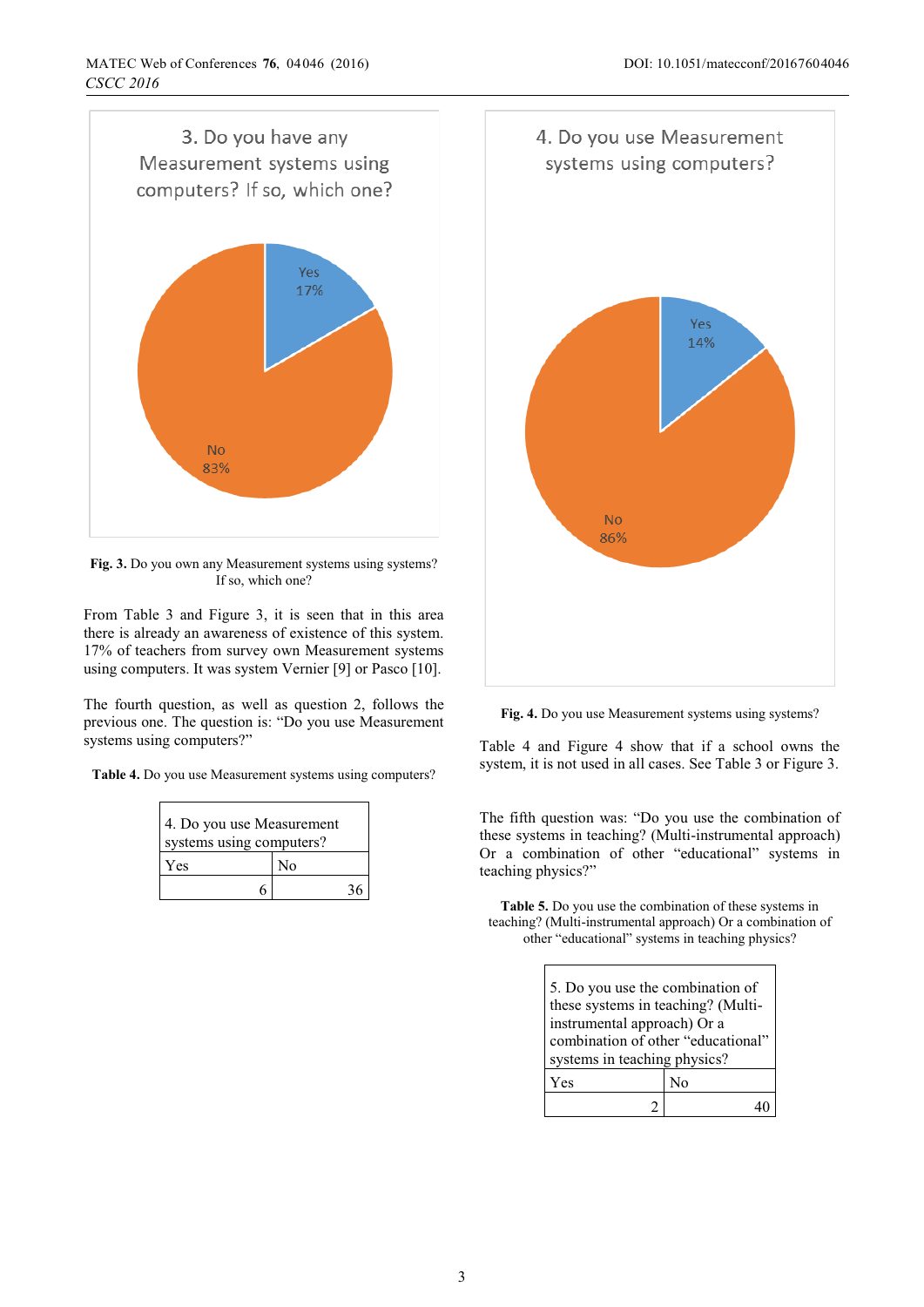Fig. 3. Do you own any Measurement systems using systems? If so, which one?

From Table 3 and Figure 3, it is seen that in this area there is already an awareness of existence of this system. 17% of teachers from survey own Measurement systems using computers. It was system Vernier [9] or Pasco [10].

The fourth question, as well as question 2, follows the previous one. The question is: "Do you use Measurement systems using computers?"

**Table 4.** Do you use Measurement systems using computers?

| 4. Do you use Measurement systems using computers? | |
|---|---|
| Yes | No |
| 6 | 36 |

Fig. 4. Do you use Measurement systems using systems?

Table 4 and Figure 4 show that if a school owns the system, it is not used in all cases. See Table 3 or Figure 3.

The fifth question was: "Do you use the combination of these systems in teaching? (Multi-instrumental approach) Or a combination of other "educational" systems in teaching physics?"

**Table 5.** Do you use the combination of these systems in teaching? (Multi-instrumental approach) Or a combination of other "educational" systems in teaching physics?

| 5. Do you use the combination of these systems in teaching? (Multi-instrumental approach) Or a combination of other "educational" systems in teaching physics? | |
|---|---|
| Yes | No |
| 2 | 40 |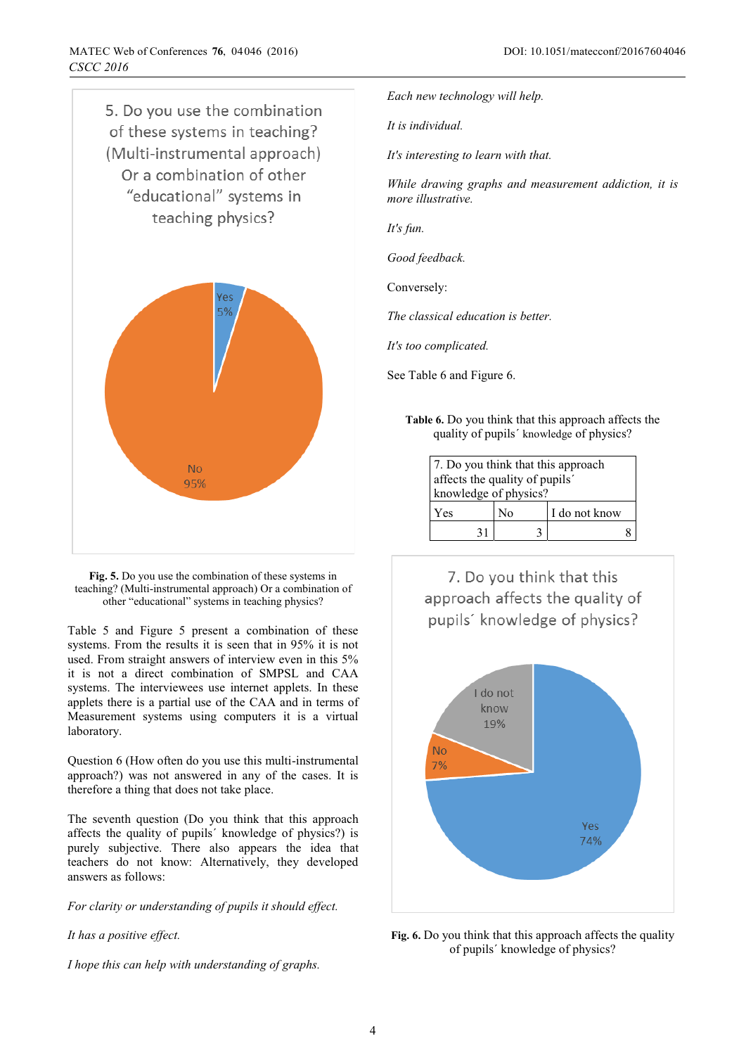**Fig. 5.** Do you use the combination of these systems in teaching? (Multi-instrumental approach) Or a combination of other "educational" systems in teaching physics?

Table 5 and Figure 5 present a combination of these systems. From the results it is seen that in 95% it is not used. From straight answers of interview even in this 5% it is not a direct combination of SMPSL and CAA systems. The interviewees use internet applets. In these applets there is a partial use of the CAA and in terms of Measurement systems using computers it is a virtual laboratory.

Question 6 (How often do you use this multi-instrumental approach?) was not answered in any of the cases. It is therefore a thing that does not take place.

The seventh question (Do you think that this approach affects the quality of pupils´ knowledge of physics?) is purely subjective. There also appears the idea that teachers do not know: Alternatively, they developed answers as follows:

*For clarity or understanding of pupils it should effect.*

*It has a positive effect.*

*I hope this can help with understanding of graphs.*

*Each new technology will help.*

*It is individual.*

*It's interesting to learn with that.*

*While drawing graphs and measurement addiction, it is more illustrative.*

*It's fun.*

*Good feedback.*

Conversely:

*The classical education is better.*

*It's too complicated.*

See Table 6 and Figure 6.

**Table 6.** Do you think that this approach affects the quality of pupils´ knowledge of physics?

| 7. Do you think that this approach affects the quality of pupils´ knowledge of physics? | | |
|---|---|---|
| Yes | No | I do not know |
| 31 | 3 | 8 |

**Fig. 6.** Do you think that this approach affects the quality of pupils´ knowledge of physics?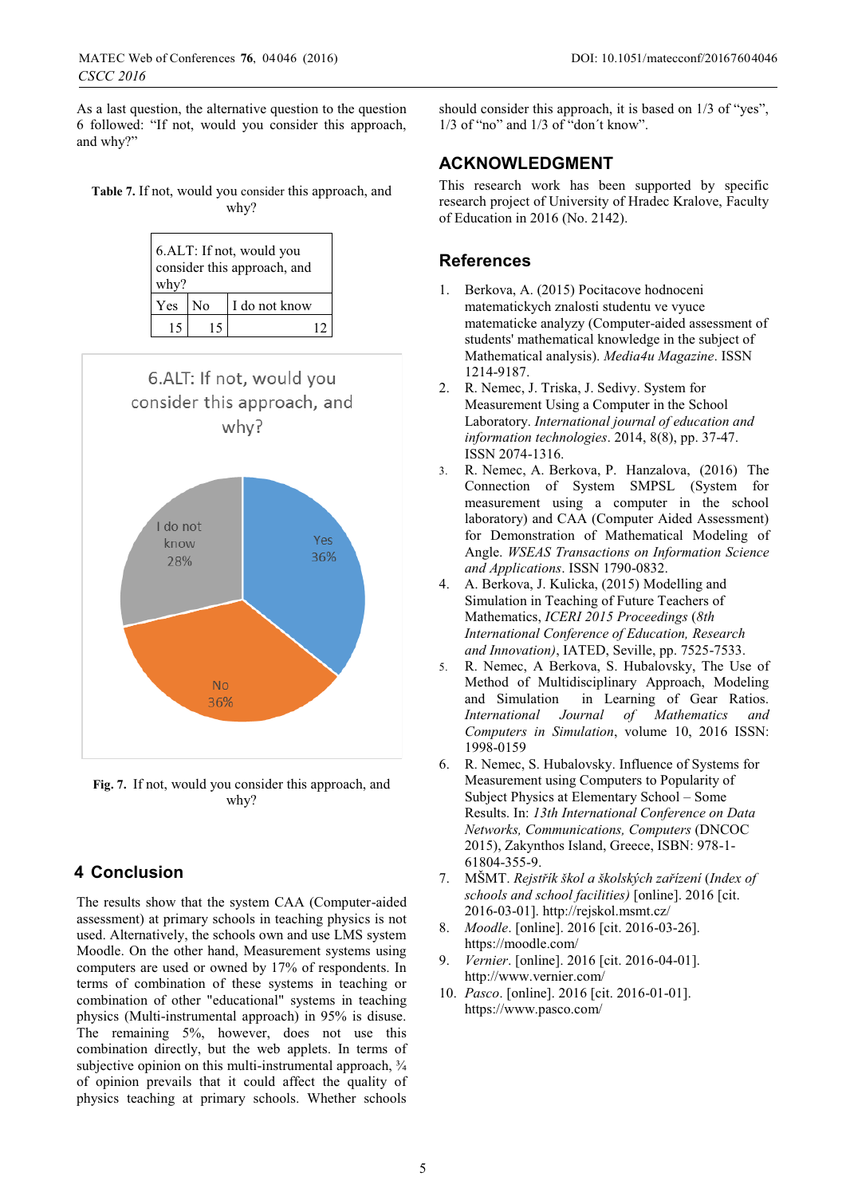As a last question, the alternative question to the question 6 followed: "If not, would you consider this approach, and why?"

**Table 7.** If not, would you consider this approach, and why?

| 6.ALT: If not, would you consider this approach, and why? | | |
|---|---|---|
| Yes | No | I do not know |
| 15 | 15 | 12 |

6.ALT: If not, would you consider this approach, and why?

Yes
36%

No
36%

I do not know
28%

**Fig. 7.** If not, would you consider this approach, and why?

## 4 Conclusion

The results show that the system CAA (Computer-aided assessment) at primary schools in teaching physics is not used. Alternatively, the schools own and use LMS system Moodle. On the other hand, Measurement systems using computers are used or owned by 17% of respondents. In terms of combination of these systems in teaching or combination of other "educational" systems in teaching physics (Multi-instrumental approach) in 95% is disuse. The remaining 5%, however, does not use this combination directly, but the web applets. In terms of subjective opinion on this multi-instrumental approach, ¾ of opinion prevails that it could affect the quality of physics teaching at primary schools. Whether schools should consider this approach, it is based on 1/3 of "yes", 1/3 of "no" and 1/3 of "don´t know".

## ACKNOWLEDGMENT

This research work has been supported by specific research project of University of Hradec Kralove, Faculty of Education in 2016 (No. 2142).

## References

1. Berkova, A. (2015) Pocitacove hodnoceni matematickych znalosti studentu ve vyuce matematicke analyzy (Computer-aided assessment of students' mathematical knowledge in the subject of Mathematical analysis). *Media4u Magazine*. ISSN 1214-9187.
2. R. Nemec, J. Triska, J. Sedivy. System for Measurement Using a Computer in the School Laboratory. *International journal of education and information technologies*. 2014, 8(8), pp. 37-47. ISSN 2074-1316.
3. R. Nemec, A. Berkova, P. Hanzalova, (2016) The Connection of System SMPSL (System for measurement using a computer in the school laboratory) and CAA (Computer Aided Assessment) for Demonstration of Mathematical Modeling of Angle. *WSEAS Transactions on Information Science and Applications*. ISSN 1790-0832.
4. A. Berkova, J. Kulicka, (2015) Modelling and Simulation in Teaching of Future Teachers of Mathematics, *ICERI 2015 Proceedings (8th International Conference of Education, Research and Innovation)*, IATED, Seville, pp. 7525-7533.
5. R. Nemec, A Berkova, S. Hubalovsky, The Use of Method of Multidisciplinary Approach, Modeling and Simulation in Learning of Gear Ratios. *International Journal of Mathematics and Computers in Simulation*, volume 10, 2016 ISSN: 1998-0159
6. R. Nemec, S. Hubalovsky. Influence of Systems for Measurement using Computers to Popularity of Subject Physics at Elementary School – Some Results. In: *13th International Conference on Data Networks, Communications, Computers* (DNCOC 2015), Zakynthos Island, Greece, ISBN: 978-1-61804-355-9.
7. MŠMT. *Rejstřík škol a školských zařízení* (*Index of schools and school facilities)* [online]. 2016 [cit. 2016-03-01]. http://rejskol.msmt.cz/
8. *Moodle*. [online]. 2016 [cit. 2016-03-26]. https://moodle.com/
9. *Vernier*. [online]. 2016 [cit. 2016-04-01]. http://www.vernier.com/
10. *Pasco*. [online]. 2016 [cit. 2016-01-01]. https://www.pasco.com/